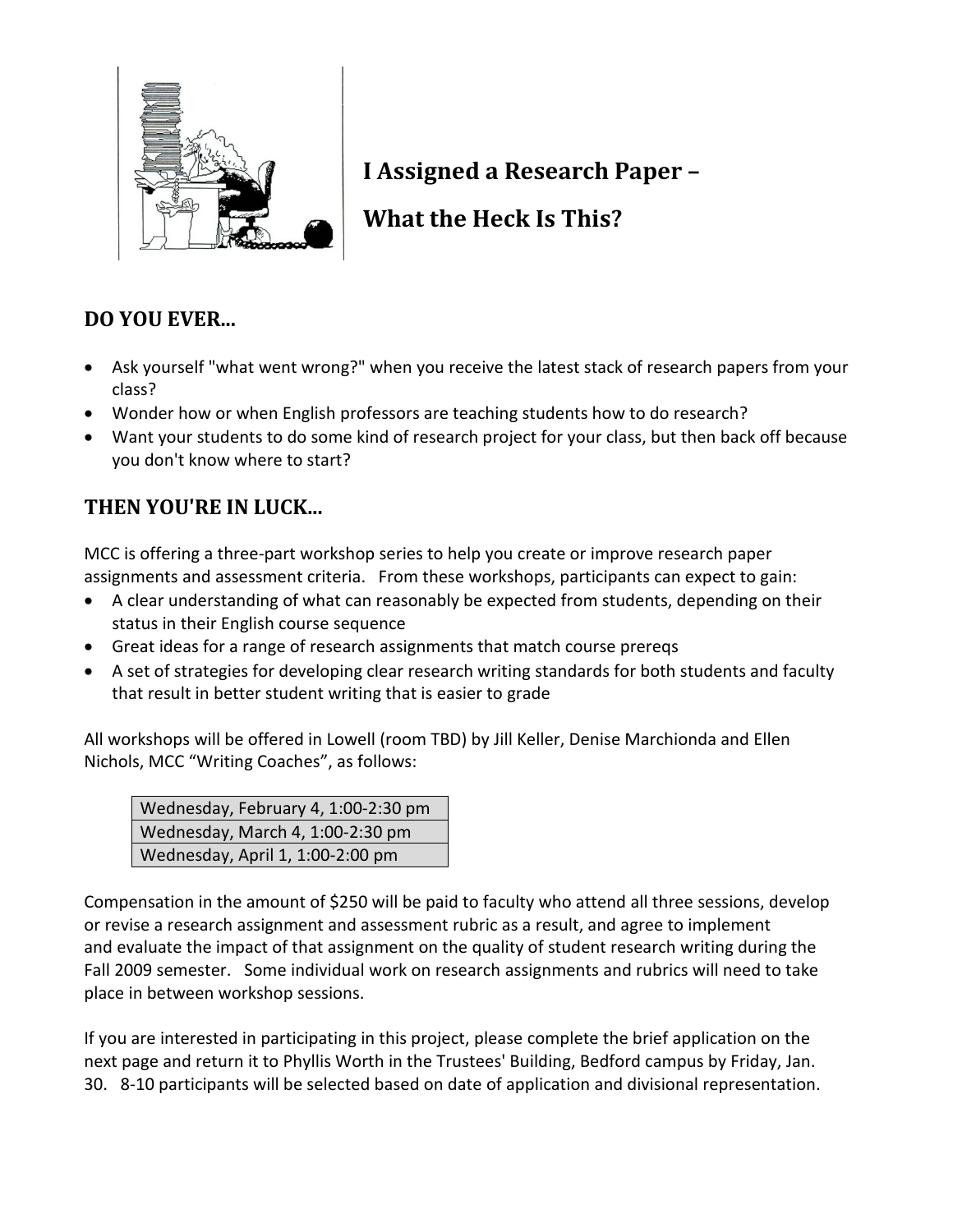# I Assigned a Research Paper – What the Heck Is This?

## DO YOU EVER...

- Ask yourself "what went wrong?" when you receive the latest stack of research papers from your class?
- Wonder how or when English professors are teaching students how to do research?
- Want your students to do some kind of research project for your class, but then back off because you don't know where to start?

## THEN YOU'RE IN LUCK...

MCC is offering a three-part workshop series to help you create or improve research paper assignments and assessment criteria. From these workshops, participants can expect to gain:

- A clear understanding of what can reasonably be expected from students, depending on their status in their English course sequence
- Great ideas for a range of research assignments that match course prereqs
- A set of strategies for developing clear research writing standards for both students and faculty that result in better student writing that is easier to grade

All workshops will be offered in Lowell (room TBD) by Jill Keller, Denise Marchionda and Ellen Nichols, MCC "Writing Coaches", as follows:

| Wednesday, February 4, 1:00-2:30 pm |
|---|
| Wednesday, March 4, 1:00-2:30 pm |
| Wednesday, April 1, 1:00-2:00 pm |

Compensation in the amount of $250 will be paid to faculty who attend all three sessions, develop or revise a research assignment and assessment rubric as a result, and agree to implement and evaluate the impact of that assignment on the quality of student research writing during the Fall 2009 semester. Some individual work on research assignments and rubrics will need to take place in between workshop sessions.

If you are interested in participating in this project, please complete the brief application on the next page and return it to Phyllis Worth in the Trustees' Building, Bedford campus by Friday, Jan. 30. 8-10 participants will be selected based on date of application and divisional representation.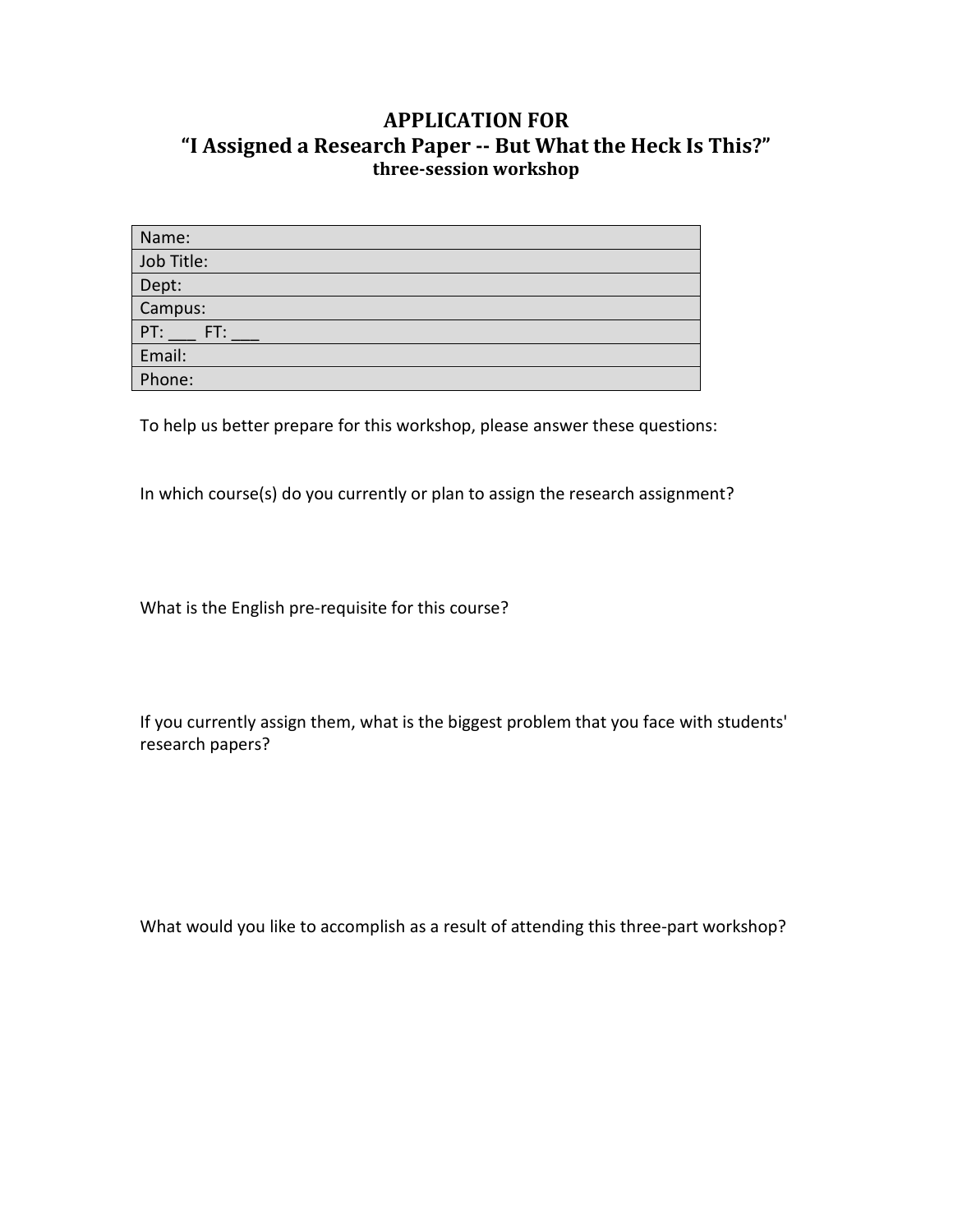# APPLICATION FOR
# "I Assigned a Research Paper -- But What the Heck Is This?"
### three-session workshop

| |
|---|
| Name: |
| Job Title: |
| Dept: |
| Campus: |
| PT: ___ FT: ___ |
| Email: |
| Phone: |

To help us better prepare for this workshop, please answer these questions:

In which course(s) do you currently or plan to assign the research assignment?

What is the English pre-requisite for this course?

If you currently assign them, what is the biggest problem that you face with students' research papers?

What would you like to accomplish as a result of attending this three-part workshop?